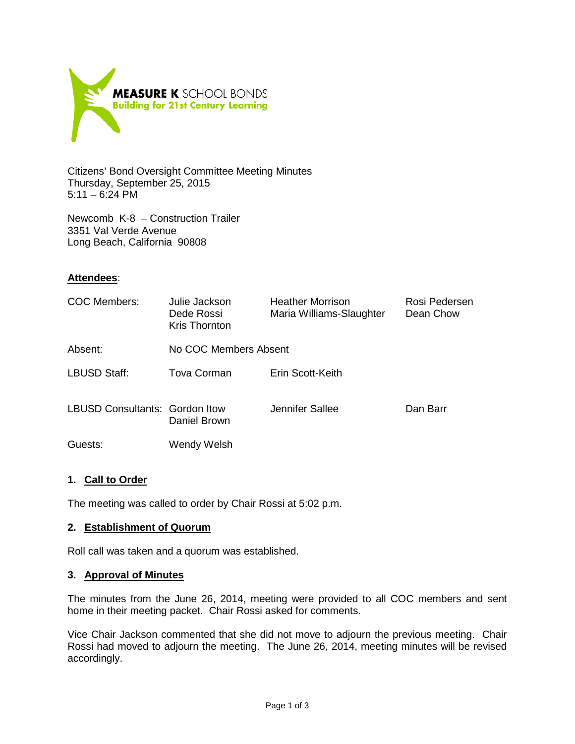**MEASURE K** SCHOOL BONDS
**Building for 21st Century Learning**

Citizens' Bond Oversight Committee Meeting Minutes
Thursday, September 25, 2015
5:11 – 6:24 PM

Newcomb K-8 – Construction Trailer
3351 Val Verde Avenue
Long Beach, California 90808

**Attendees**:

| | | | |
|---|---|---|---|
| COC Members: | Julie Jackson<br>Dede Rossi<br>Kris Thornton | Heather Morrison<br>Maria Williams-Slaughter | Rosi Pedersen<br>Dean Chow |
| Absent: | No COC Members Absent | | |
| LBUSD Staff: | Tova Corman | Erin Scott-Keith | |
| LBUSD Consultants: | Gordon Itow<br>Daniel Brown | Jennifer Sallee | Dan Barr |
| Guests: | Wendy Welsh | | |

### 1. Call to Order

The meeting was called to order by Chair Rossi at 5:02 p.m.

### 2. Establishment of Quorum

Roll call was taken and a quorum was established.

### 3. Approval of Minutes

The minutes from the June 26, 2014, meeting were provided to all COC members and sent home in their meeting packet. Chair Rossi asked for comments.

Vice Chair Jackson commented that she did not move to adjourn the previous meeting. Chair Rossi had moved to adjourn the meeting. The June 26, 2014, meeting minutes will be revised accordingly.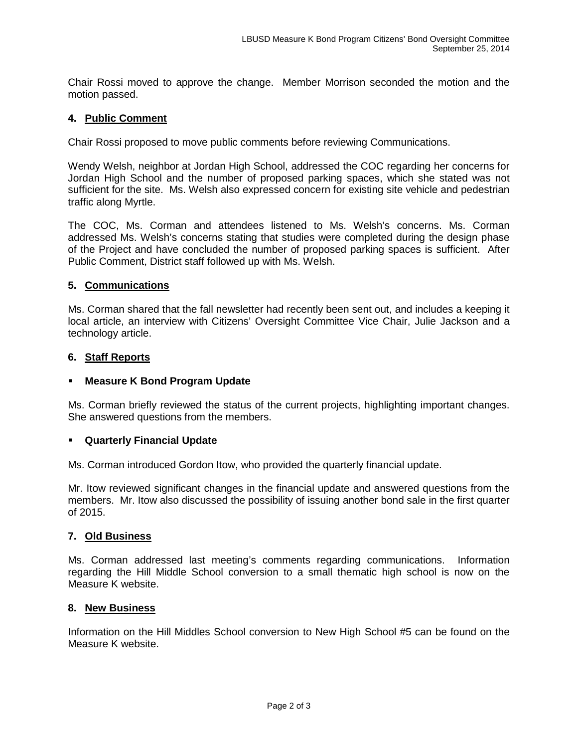Chair Rossi moved to approve the change. Member Morrison seconded the motion and the motion passed.

### 4. Public Comment

Chair Rossi proposed to move public comments before reviewing Communications.

Wendy Welsh, neighbor at Jordan High School, addressed the COC regarding her concerns for Jordan High School and the number of proposed parking spaces, which she stated was not sufficient for the site. Ms. Welsh also expressed concern for existing site vehicle and pedestrian traffic along Myrtle.

The COC, Ms. Corman and attendees listened to Ms. Welsh's concerns. Ms. Corman addressed Ms. Welsh's concerns stating that studies were completed during the design phase of the Project and have concluded the number of proposed parking spaces is sufficient. After Public Comment, District staff followed up with Ms. Welsh.

### 5. Communications

Ms. Corman shared that the fall newsletter had recently been sent out, and includes a keeping it local article, an interview with Citizens' Oversight Committee Vice Chair, Julie Jackson and a technology article.

### 6. Staff Reports

- **Measure K Bond Program Update**

Ms. Corman briefly reviewed the status of the current projects, highlighting important changes. She answered questions from the members.

- **Quarterly Financial Update**

Ms. Corman introduced Gordon Itow, who provided the quarterly financial update.

Mr. Itow reviewed significant changes in the financial update and answered questions from the members. Mr. Itow also discussed the possibility of issuing another bond sale in the first quarter of 2015.

### 7. Old Business

Ms. Corman addressed last meeting's comments regarding communications. Information regarding the Hill Middle School conversion to a small thematic high school is now on the Measure K website.

### 8. New Business

Information on the Hill Middles School conversion to New High School #5 can be found on the Measure K website.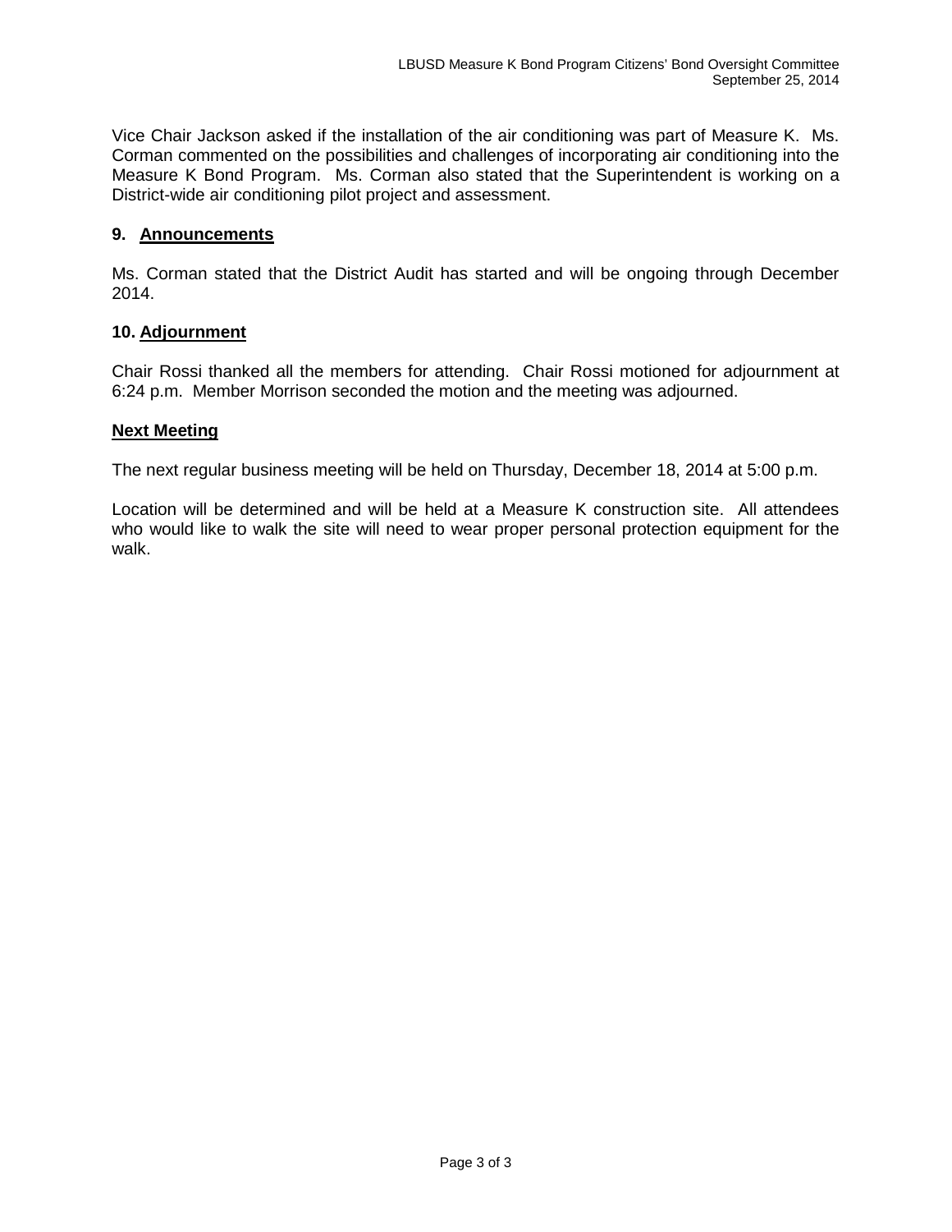Vice Chair Jackson asked if the installation of the air conditioning was part of Measure K. Ms. Corman commented on the possibilities and challenges of incorporating air conditioning into the Measure K Bond Program. Ms. Corman also stated that the Superintendent is working on a District-wide air conditioning pilot project and assessment.

## 9. Announcements

Ms. Corman stated that the District Audit has started and will be ongoing through December 2014.

## 10. Adjournment

Chair Rossi thanked all the members for attending. Chair Rossi motioned for adjournment at 6:24 p.m. Member Morrison seconded the motion and the meeting was adjourned.

## Next Meeting

The next regular business meeting will be held on Thursday, December 18, 2014 at 5:00 p.m.

Location will be determined and will be held at a Measure K construction site. All attendees who would like to walk the site will need to wear proper personal protection equipment for the walk.